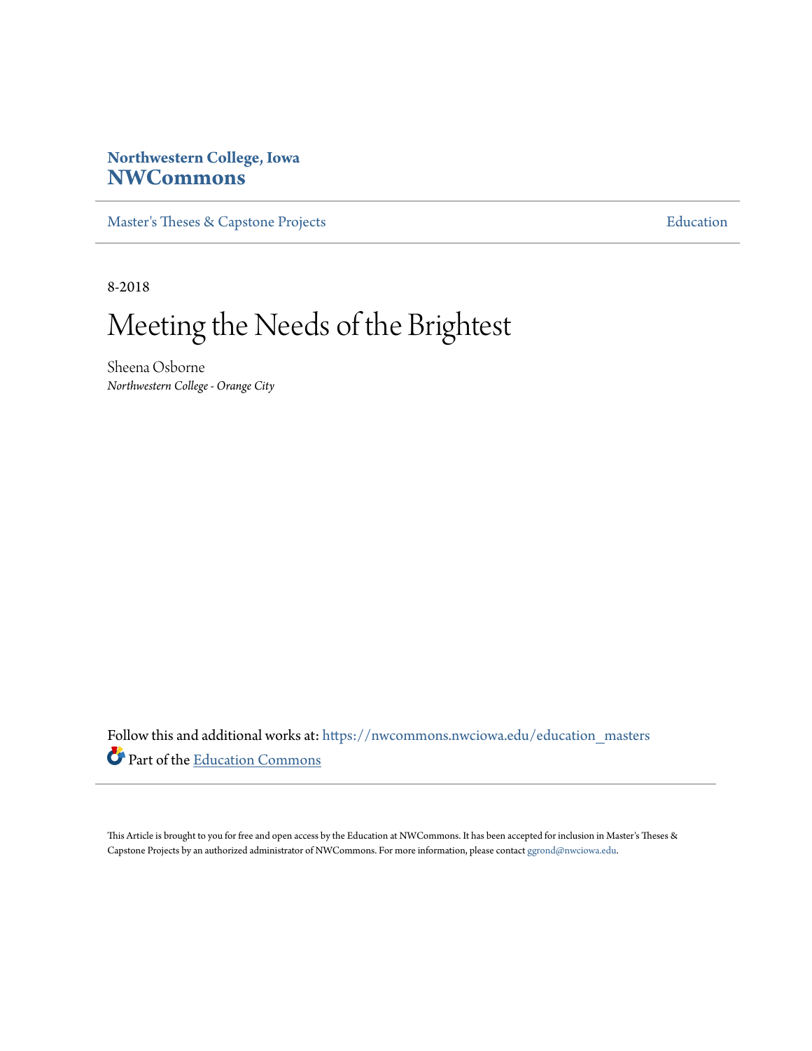**Northwestern College, Iowa**
**NWCommons**

Master's Theses & Capstone Projects | Education

8-2018

# Meeting the Needs of the Brightest

Sheena Osborne
*Northwestern College - Orange City*

Follow this and additional works at: https://nwcommons.nwciowa.edu/education_masters

Part of the Education Commons

This Article is brought to you for free and open access by the Education at NWCommons. It has been accepted for inclusion in Master's Theses & Capstone Projects by an authorized administrator of NWCommons. For more information, please contact ggrond@nwciowa.edu.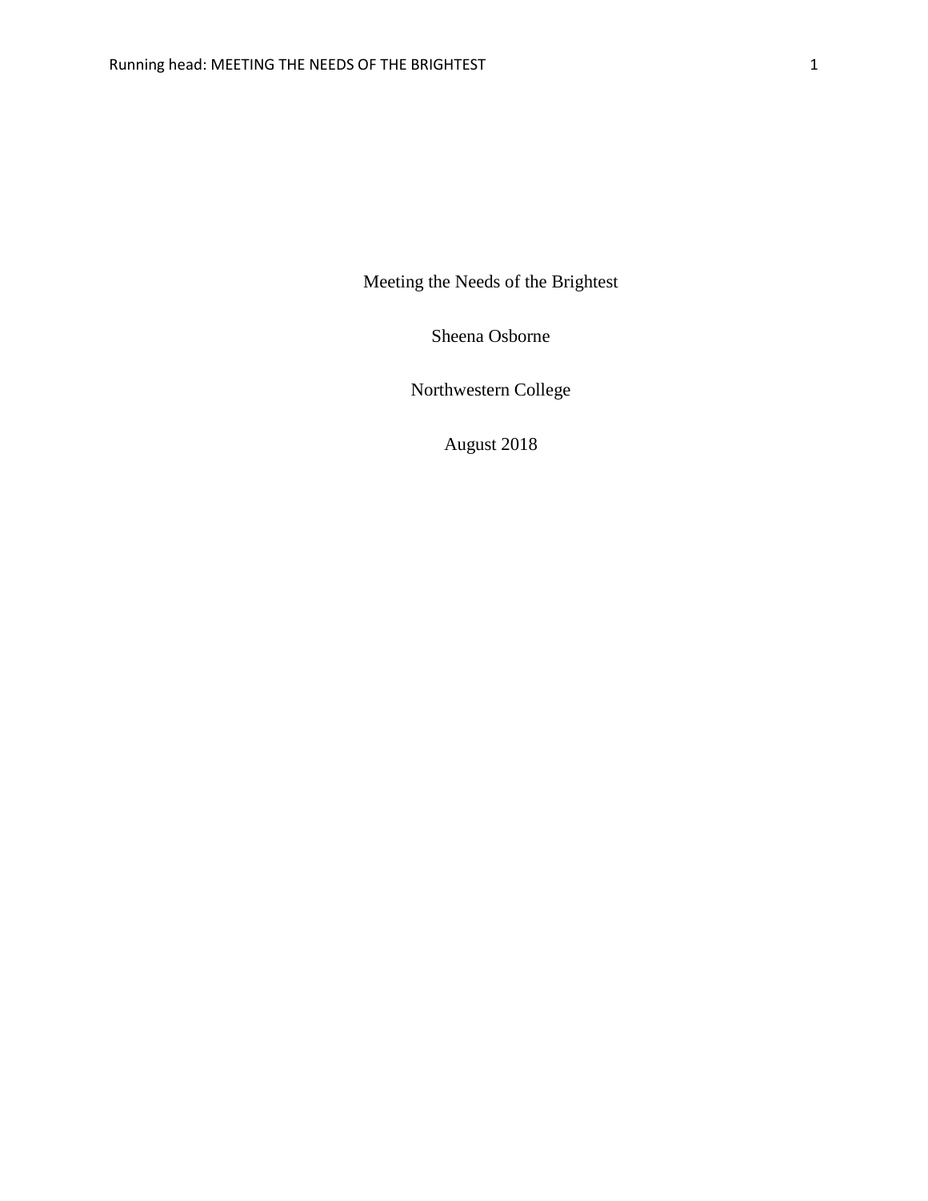Meeting the Needs of the Brightest

Sheena Osborne

Northwestern College

August 2018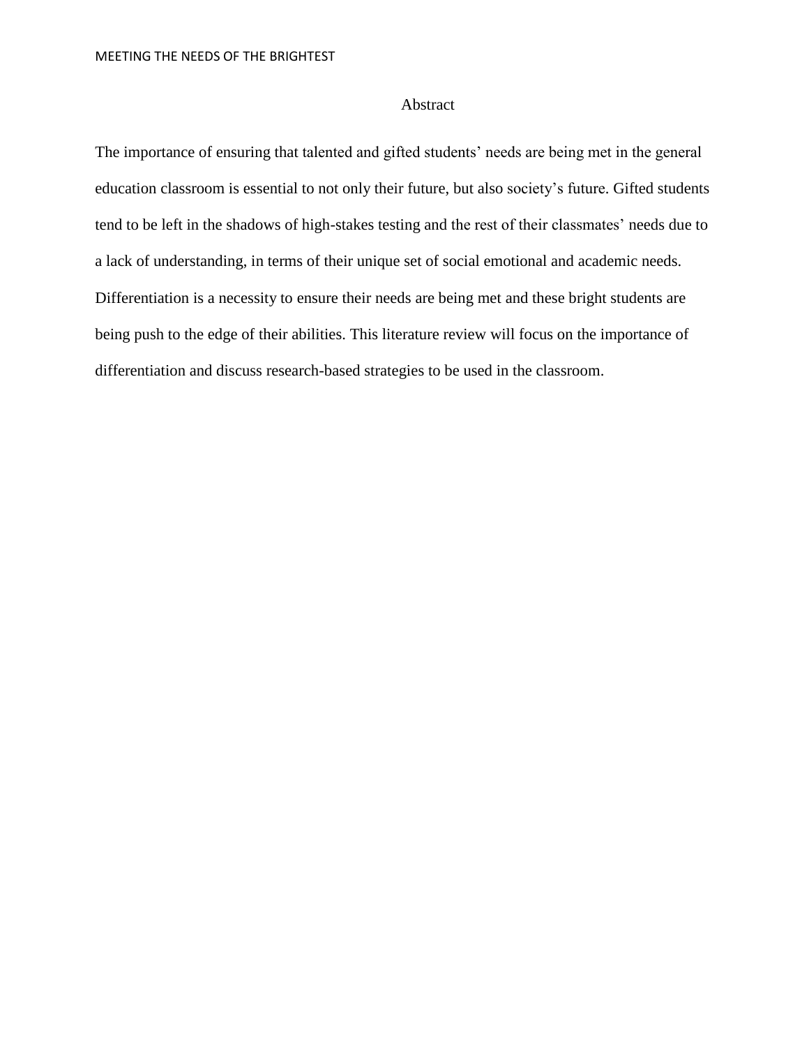# Abstract

The importance of ensuring that talented and gifted students' needs are being met in the general education classroom is essential to not only their future, but also society's future. Gifted students tend to be left in the shadows of high-stakes testing and the rest of their classmates' needs due to a lack of understanding, in terms of their unique set of social emotional and academic needs. Differentiation is a necessity to ensure their needs are being met and these bright students are being push to the edge of their abilities. This literature review will focus on the importance of differentiation and discuss research-based strategies to be used in the classroom.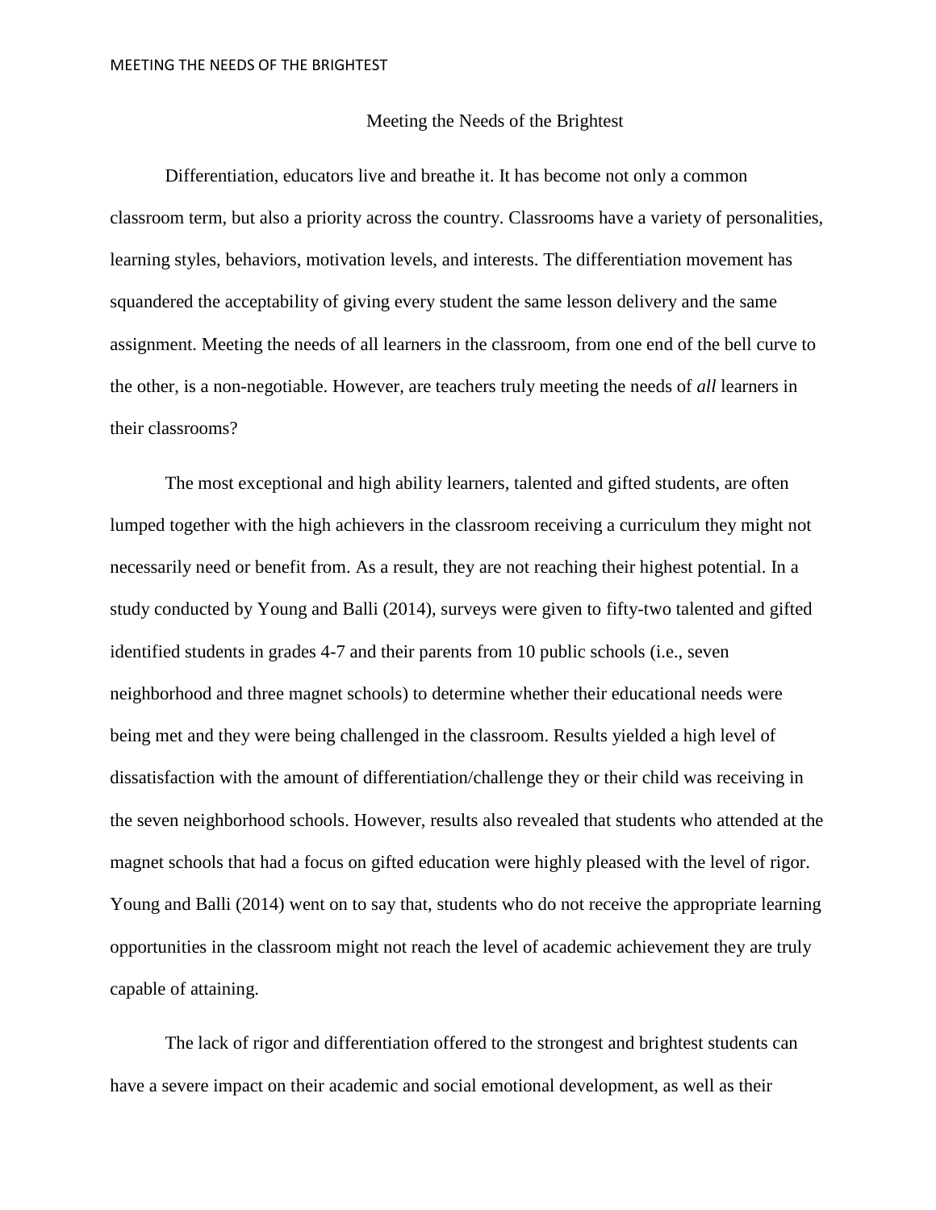# Meeting the Needs of the Brightest

Differentiation, educators live and breathe it. It has become not only a common classroom term, but also a priority across the country. Classrooms have a variety of personalities, learning styles, behaviors, motivation levels, and interests. The differentiation movement has squandered the acceptability of giving every student the same lesson delivery and the same assignment. Meeting the needs of all learners in the classroom, from one end of the bell curve to the other, is a non-negotiable. However, are teachers truly meeting the needs of *all* learners in their classrooms?

The most exceptional and high ability learners, talented and gifted students, are often lumped together with the high achievers in the classroom receiving a curriculum they might not necessarily need or benefit from. As a result, they are not reaching their highest potential. In a study conducted by Young and Balli (2014), surveys were given to fifty-two talented and gifted identified students in grades 4-7 and their parents from 10 public schools (i.e., seven neighborhood and three magnet schools) to determine whether their educational needs were being met and they were being challenged in the classroom. Results yielded a high level of dissatisfaction with the amount of differentiation/challenge they or their child was receiving in the seven neighborhood schools. However, results also revealed that students who attended at the magnet schools that had a focus on gifted education were highly pleased with the level of rigor. Young and Balli (2014) went on to say that, students who do not receive the appropriate learning opportunities in the classroom might not reach the level of academic achievement they are truly capable of attaining.

The lack of rigor and differentiation offered to the strongest and brightest students can have a severe impact on their academic and social emotional development, as well as their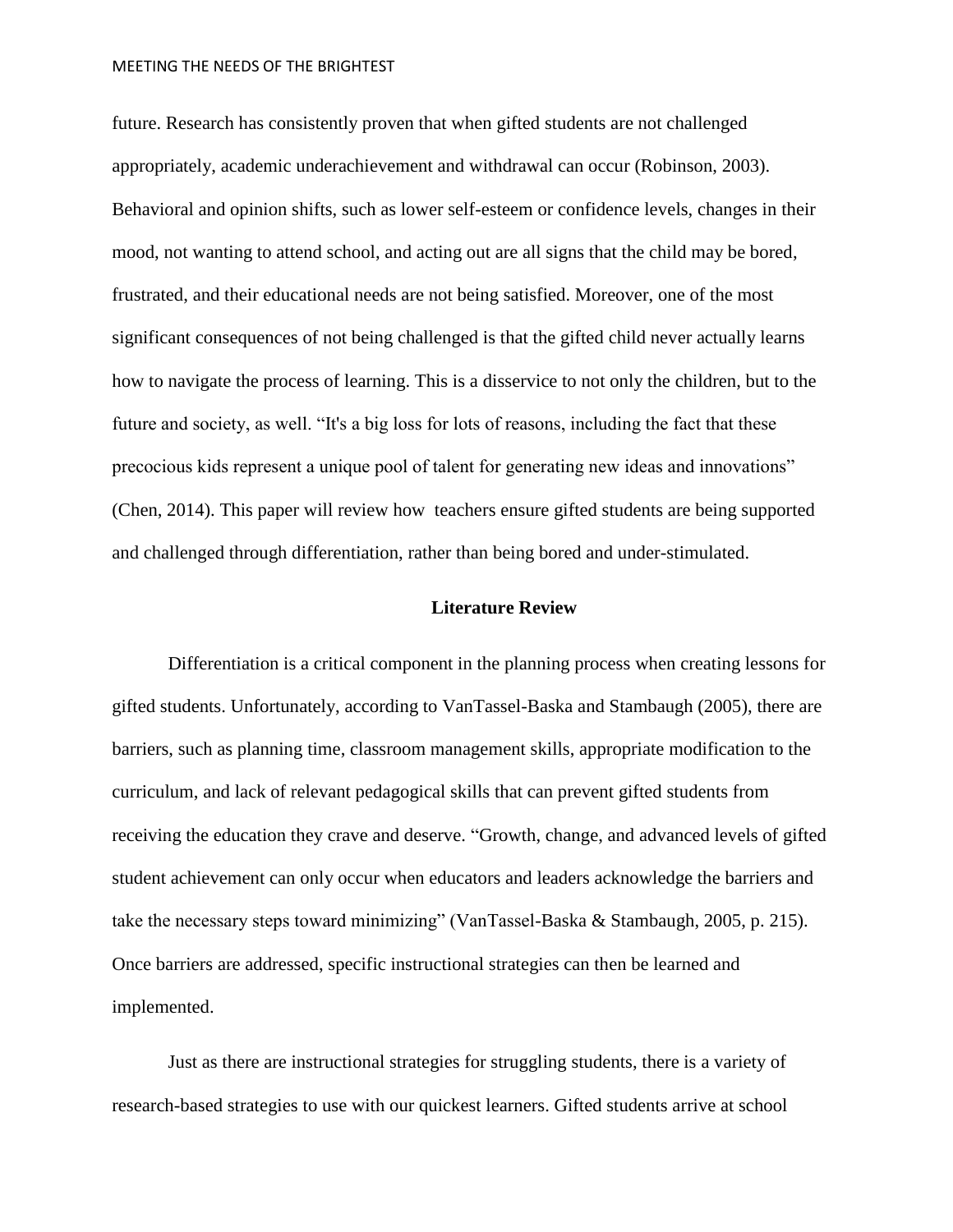future. Research has consistently proven that when gifted students are not challenged appropriately, academic underachievement and withdrawal can occur (Robinson, 2003). Behavioral and opinion shifts, such as lower self-esteem or confidence levels, changes in their mood, not wanting to attend school, and acting out are all signs that the child may be bored, frustrated, and their educational needs are not being satisfied. Moreover, one of the most significant consequences of not being challenged is that the gifted child never actually learns how to navigate the process of learning. This is a disservice to not only the children, but to the future and society, as well. “It's a big loss for lots of reasons, including the fact that these precocious kids represent a unique pool of talent for generating new ideas and innovations” (Chen, 2014). This paper will review how teachers ensure gifted students are being supported and challenged through differentiation, rather than being bored and under-stimulated.

## Literature Review

Differentiation is a critical component in the planning process when creating lessons for gifted students. Unfortunately, according to VanTassel-Baska and Stambaugh (2005), there are barriers, such as planning time, classroom management skills, appropriate modification to the curriculum, and lack of relevant pedagogical skills that can prevent gifted students from receiving the education they crave and deserve. “Growth, change, and advanced levels of gifted student achievement can only occur when educators and leaders acknowledge the barriers and take the necessary steps toward minimizing” (VanTassel-Baska & Stambaugh, 2005, p. 215). Once barriers are addressed, specific instructional strategies can then be learned and implemented.

Just as there are instructional strategies for struggling students, there is a variety of research-based strategies to use with our quickest learners. Gifted students arrive at school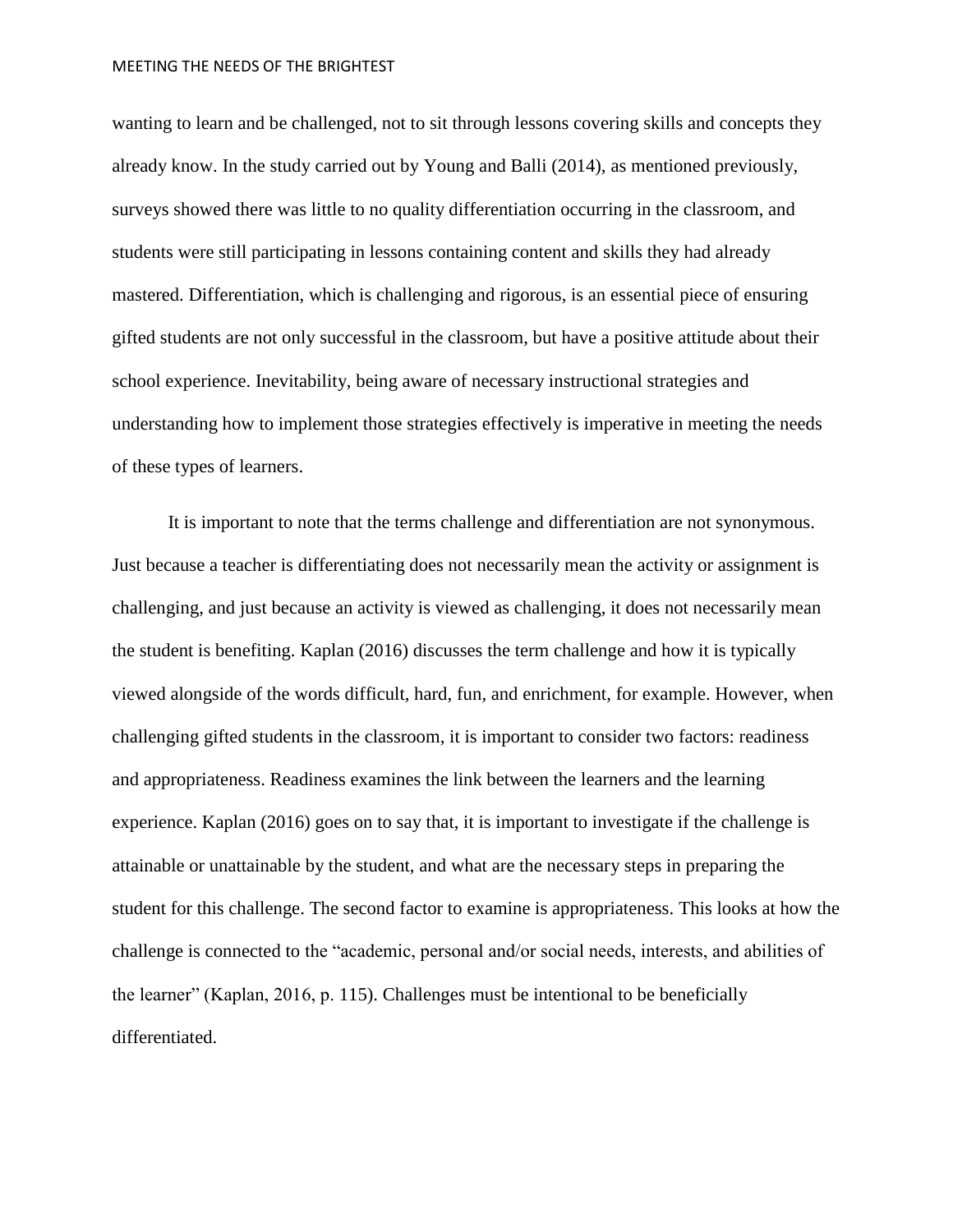wanting to learn and be challenged, not to sit through lessons covering skills and concepts they already know. In the study carried out by Young and Balli (2014), as mentioned previously, surveys showed there was little to no quality differentiation occurring in the classroom, and students were still participating in lessons containing content and skills they had already mastered. Differentiation, which is challenging and rigorous, is an essential piece of ensuring gifted students are not only successful in the classroom, but have a positive attitude about their school experience. Inevitability, being aware of necessary instructional strategies and understanding how to implement those strategies effectively is imperative in meeting the needs of these types of learners.

It is important to note that the terms challenge and differentiation are not synonymous. Just because a teacher is differentiating does not necessarily mean the activity or assignment is challenging, and just because an activity is viewed as challenging, it does not necessarily mean the student is benefiting. Kaplan (2016) discusses the term challenge and how it is typically viewed alongside of the words difficult, hard, fun, and enrichment, for example. However, when challenging gifted students in the classroom, it is important to consider two factors: readiness and appropriateness. Readiness examines the link between the learners and the learning experience. Kaplan (2016) goes on to say that, it is important to investigate if the challenge is attainable or unattainable by the student, and what are the necessary steps in preparing the student for this challenge. The second factor to examine is appropriateness. This looks at how the challenge is connected to the "academic, personal and/or social needs, interests, and abilities of the learner" (Kaplan, 2016, p. 115). Challenges must be intentional to be beneficially differentiated.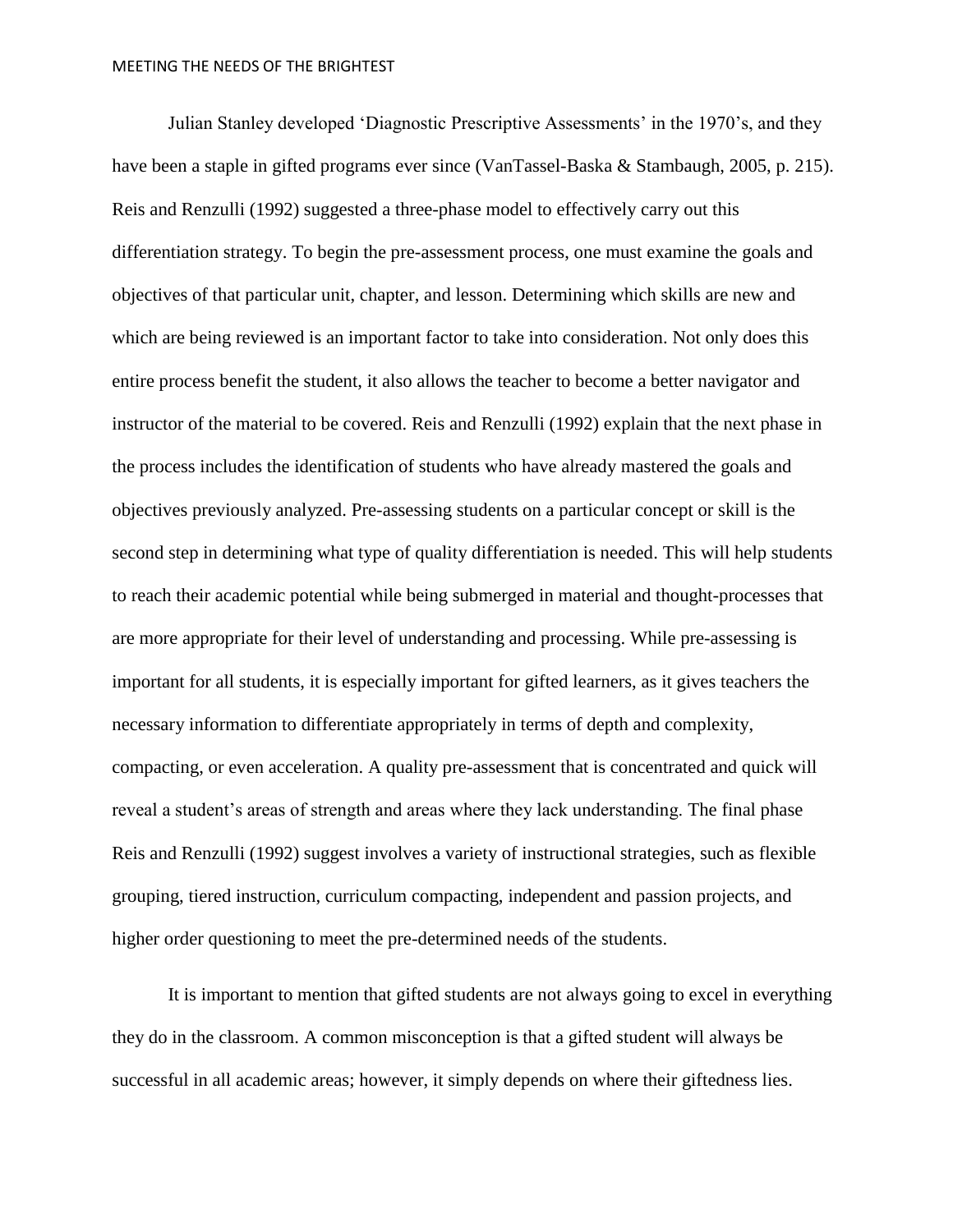Julian Stanley developed 'Diagnostic Prescriptive Assessments' in the 1970's, and they have been a staple in gifted programs ever since (VanTassel-Baska & Stambaugh, 2005, p. 215). Reis and Renzulli (1992) suggested a three-phase model to effectively carry out this differentiation strategy. To begin the pre-assessment process, one must examine the goals and objectives of that particular unit, chapter, and lesson. Determining which skills are new and which are being reviewed is an important factor to take into consideration. Not only does this entire process benefit the student, it also allows the teacher to become a better navigator and instructor of the material to be covered. Reis and Renzulli (1992) explain that the next phase in the process includes the identification of students who have already mastered the goals and objectives previously analyzed. Pre-assessing students on a particular concept or skill is the second step in determining what type of quality differentiation is needed. This will help students to reach their academic potential while being submerged in material and thought-processes that are more appropriate for their level of understanding and processing. While pre-assessing is important for all students, it is especially important for gifted learners, as it gives teachers the necessary information to differentiate appropriately in terms of depth and complexity, compacting, or even acceleration. A quality pre-assessment that is concentrated and quick will reveal a student's areas of strength and areas where they lack understanding. The final phase Reis and Renzulli (1992) suggest involves a variety of instructional strategies, such as flexible grouping, tiered instruction, curriculum compacting, independent and passion projects, and higher order questioning to meet the pre-determined needs of the students.

It is important to mention that gifted students are not always going to excel in everything they do in the classroom. A common misconception is that a gifted student will always be successful in all academic areas; however, it simply depends on where their giftedness lies.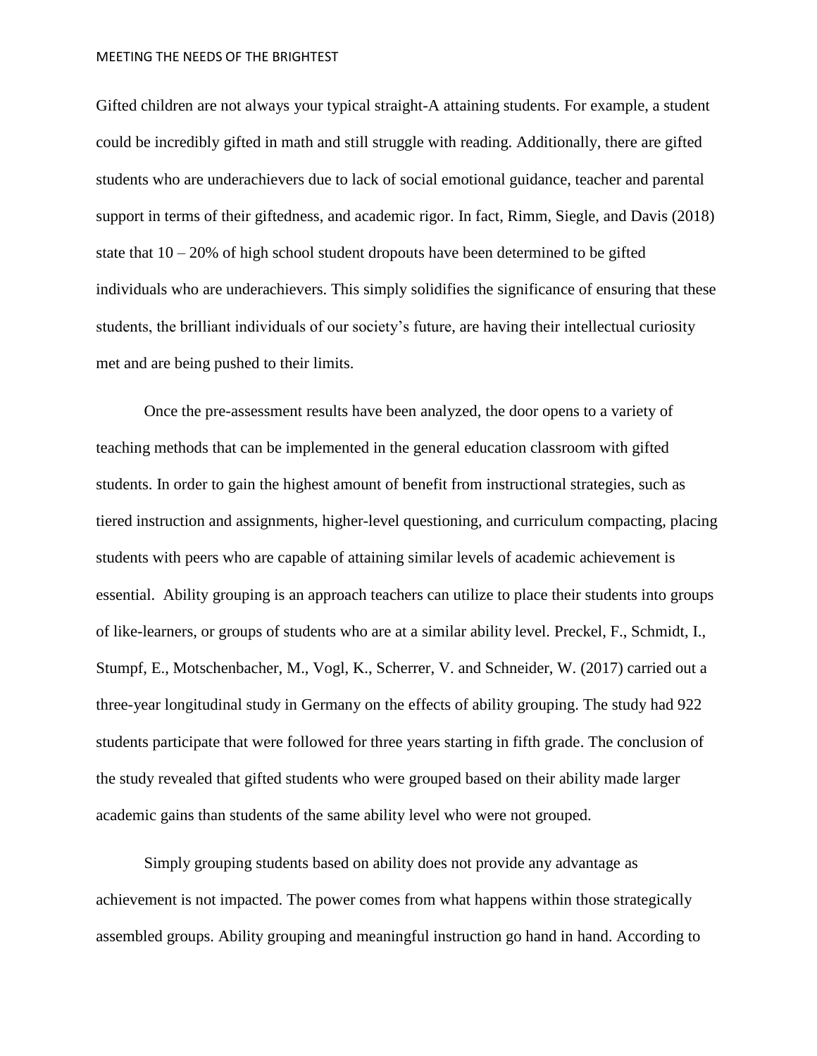Gifted children are not always your typical straight-A attaining students. For example, a student could be incredibly gifted in math and still struggle with reading. Additionally, there are gifted students who are underachievers due to lack of social emotional guidance, teacher and parental support in terms of their giftedness, and academic rigor. In fact, Rimm, Siegle, and Davis (2018) state that 10 – 20% of high school student dropouts have been determined to be gifted individuals who are underachievers. This simply solidifies the significance of ensuring that these students, the brilliant individuals of our society's future, are having their intellectual curiosity met and are being pushed to their limits.

Once the pre-assessment results have been analyzed, the door opens to a variety of teaching methods that can be implemented in the general education classroom with gifted students. In order to gain the highest amount of benefit from instructional strategies, such as tiered instruction and assignments, higher-level questioning, and curriculum compacting, placing students with peers who are capable of attaining similar levels of academic achievement is essential. Ability grouping is an approach teachers can utilize to place their students into groups of like-learners, or groups of students who are at a similar ability level. Preckel, F., Schmidt, I., Stumpf, E., Motschenbacher, M., Vogl, K., Scherrer, V. and Schneider, W. (2017) carried out a three-year longitudinal study in Germany on the effects of ability grouping. The study had 922 students participate that were followed for three years starting in fifth grade. The conclusion of the study revealed that gifted students who were grouped based on their ability made larger academic gains than students of the same ability level who were not grouped.

Simply grouping students based on ability does not provide any advantage as achievement is not impacted. The power comes from what happens within those strategically assembled groups. Ability grouping and meaningful instruction go hand in hand. According to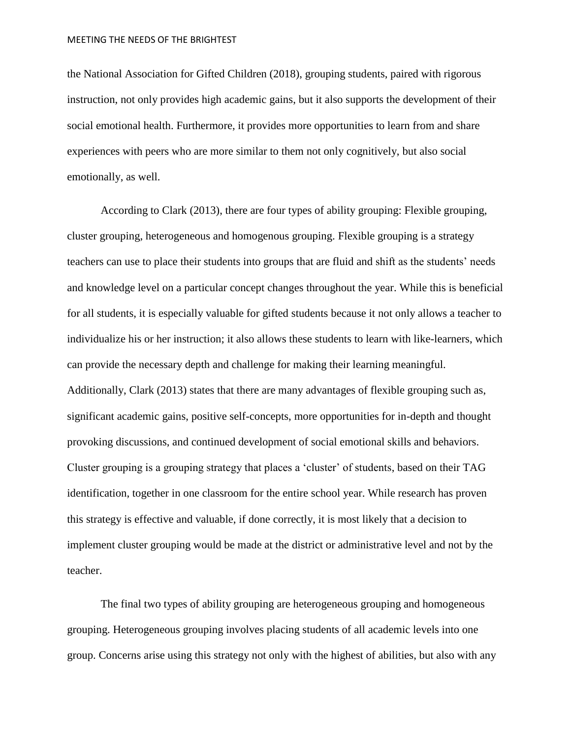the National Association for Gifted Children (2018), grouping students, paired with rigorous instruction, not only provides high academic gains, but it also supports the development of their social emotional health. Furthermore, it provides more opportunities to learn from and share experiences with peers who are more similar to them not only cognitively, but also social emotionally, as well.

According to Clark (2013), there are four types of ability grouping: Flexible grouping, cluster grouping, heterogeneous and homogenous grouping. Flexible grouping is a strategy teachers can use to place their students into groups that are fluid and shift as the students' needs and knowledge level on a particular concept changes throughout the year. While this is beneficial for all students, it is especially valuable for gifted students because it not only allows a teacher to individualize his or her instruction; it also allows these students to learn with like-learners, which can provide the necessary depth and challenge for making their learning meaningful. Additionally, Clark (2013) states that there are many advantages of flexible grouping such as, significant academic gains, positive self-concepts, more opportunities for in-depth and thought provoking discussions, and continued development of social emotional skills and behaviors. Cluster grouping is a grouping strategy that places a 'cluster' of students, based on their TAG identification, together in one classroom for the entire school year. While research has proven this strategy is effective and valuable, if done correctly, it is most likely that a decision to implement cluster grouping would be made at the district or administrative level and not by the teacher.

The final two types of ability grouping are heterogeneous grouping and homogeneous grouping. Heterogeneous grouping involves placing students of all academic levels into one group. Concerns arise using this strategy not only with the highest of abilities, but also with any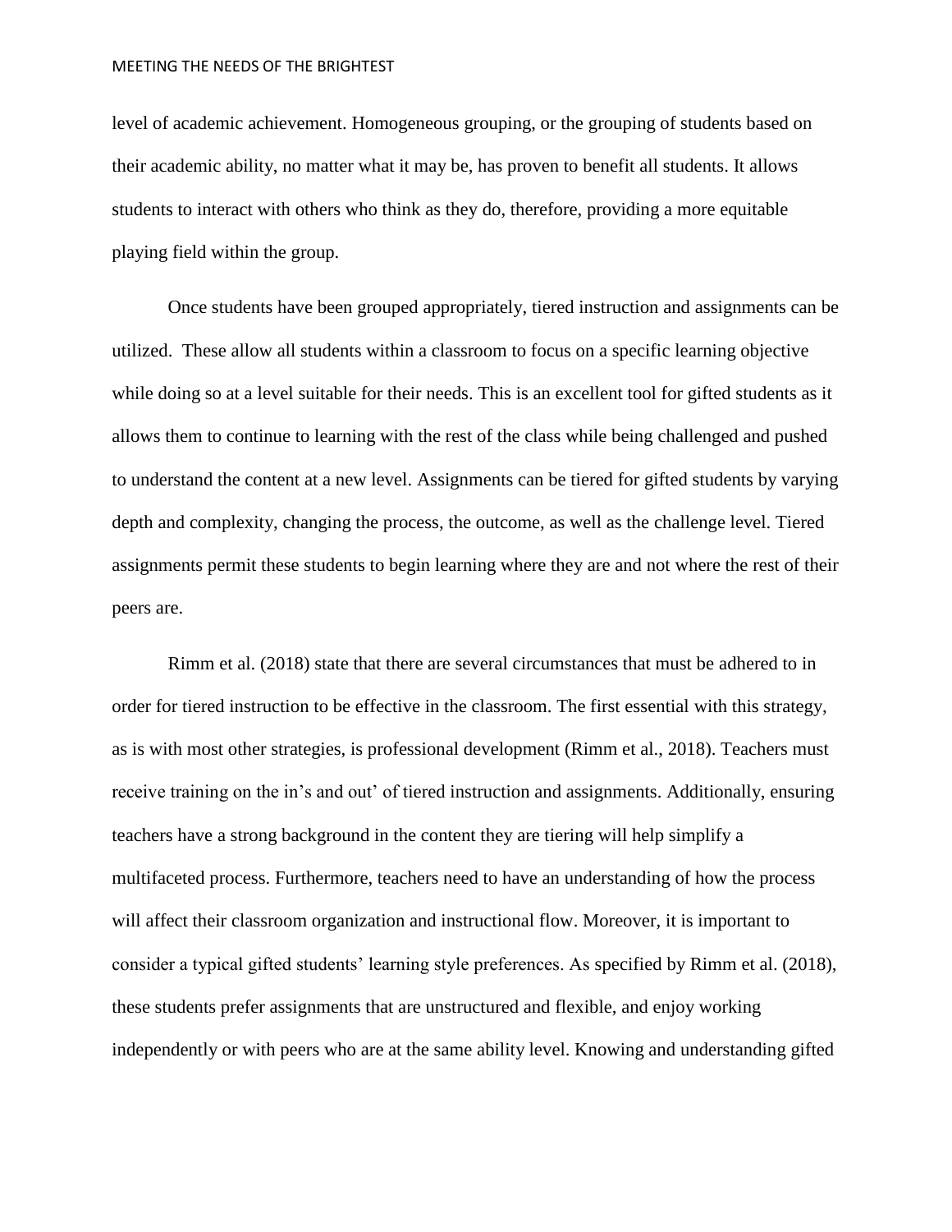level of academic achievement. Homogeneous grouping, or the grouping of students based on their academic ability, no matter what it may be, has proven to benefit all students. It allows students to interact with others who think as they do, therefore, providing a more equitable playing field within the group.

Once students have been grouped appropriately, tiered instruction and assignments can be utilized. These allow all students within a classroom to focus on a specific learning objective while doing so at a level suitable for their needs. This is an excellent tool for gifted students as it allows them to continue to learning with the rest of the class while being challenged and pushed to understand the content at a new level. Assignments can be tiered for gifted students by varying depth and complexity, changing the process, the outcome, as well as the challenge level. Tiered assignments permit these students to begin learning where they are and not where the rest of their peers are.

Rimm et al. (2018) state that there are several circumstances that must be adhered to in order for tiered instruction to be effective in the classroom. The first essential with this strategy, as is with most other strategies, is professional development (Rimm et al., 2018). Teachers must receive training on the in's and out' of tiered instruction and assignments. Additionally, ensuring teachers have a strong background in the content they are tiering will help simplify a multifaceted process. Furthermore, teachers need to have an understanding of how the process will affect their classroom organization and instructional flow. Moreover, it is important to consider a typical gifted students' learning style preferences. As specified by Rimm et al. (2018), these students prefer assignments that are unstructured and flexible, and enjoy working independently or with peers who are at the same ability level. Knowing and understanding gifted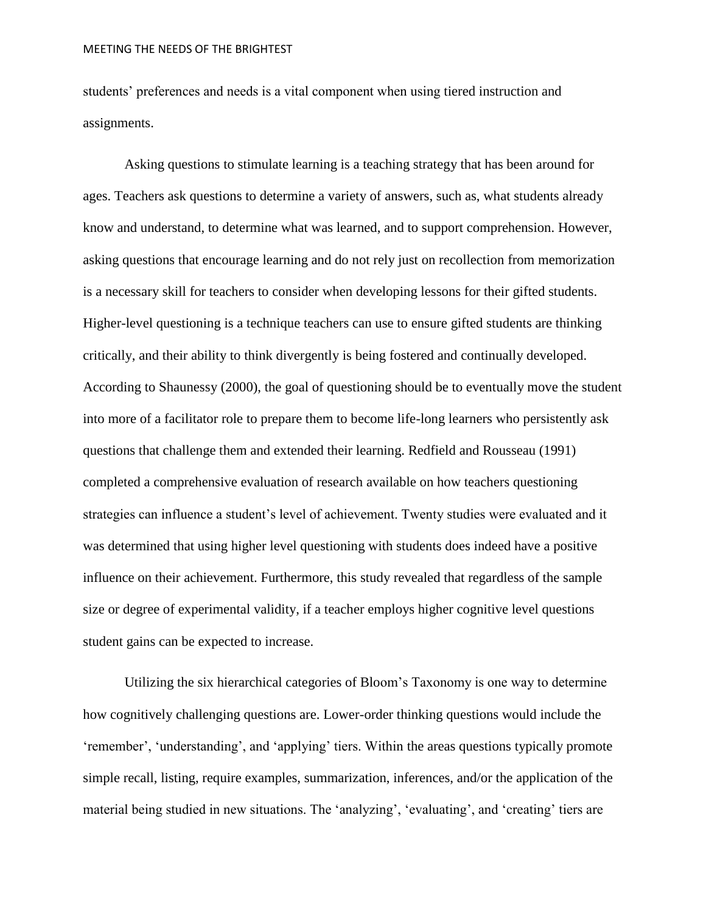students' preferences and needs is a vital component when using tiered instruction and assignments.

Asking questions to stimulate learning is a teaching strategy that has been around for ages. Teachers ask questions to determine a variety of answers, such as, what students already know and understand, to determine what was learned, and to support comprehension. However, asking questions that encourage learning and do not rely just on recollection from memorization is a necessary skill for teachers to consider when developing lessons for their gifted students. Higher-level questioning is a technique teachers can use to ensure gifted students are thinking critically, and their ability to think divergently is being fostered and continually developed. According to Shaunessy (2000), the goal of questioning should be to eventually move the student into more of a facilitator role to prepare them to become life-long learners who persistently ask questions that challenge them and extended their learning. Redfield and Rousseau (1991) completed a comprehensive evaluation of research available on how teachers questioning strategies can influence a student's level of achievement. Twenty studies were evaluated and it was determined that using higher level questioning with students does indeed have a positive influence on their achievement. Furthermore, this study revealed that regardless of the sample size or degree of experimental validity, if a teacher employs higher cognitive level questions student gains can be expected to increase.

Utilizing the six hierarchical categories of Bloom's Taxonomy is one way to determine how cognitively challenging questions are. Lower-order thinking questions would include the 'remember', 'understanding', and 'applying' tiers. Within the areas questions typically promote simple recall, listing, require examples, summarization, inferences, and/or the application of the material being studied in new situations. The 'analyzing', 'evaluating', and 'creating' tiers are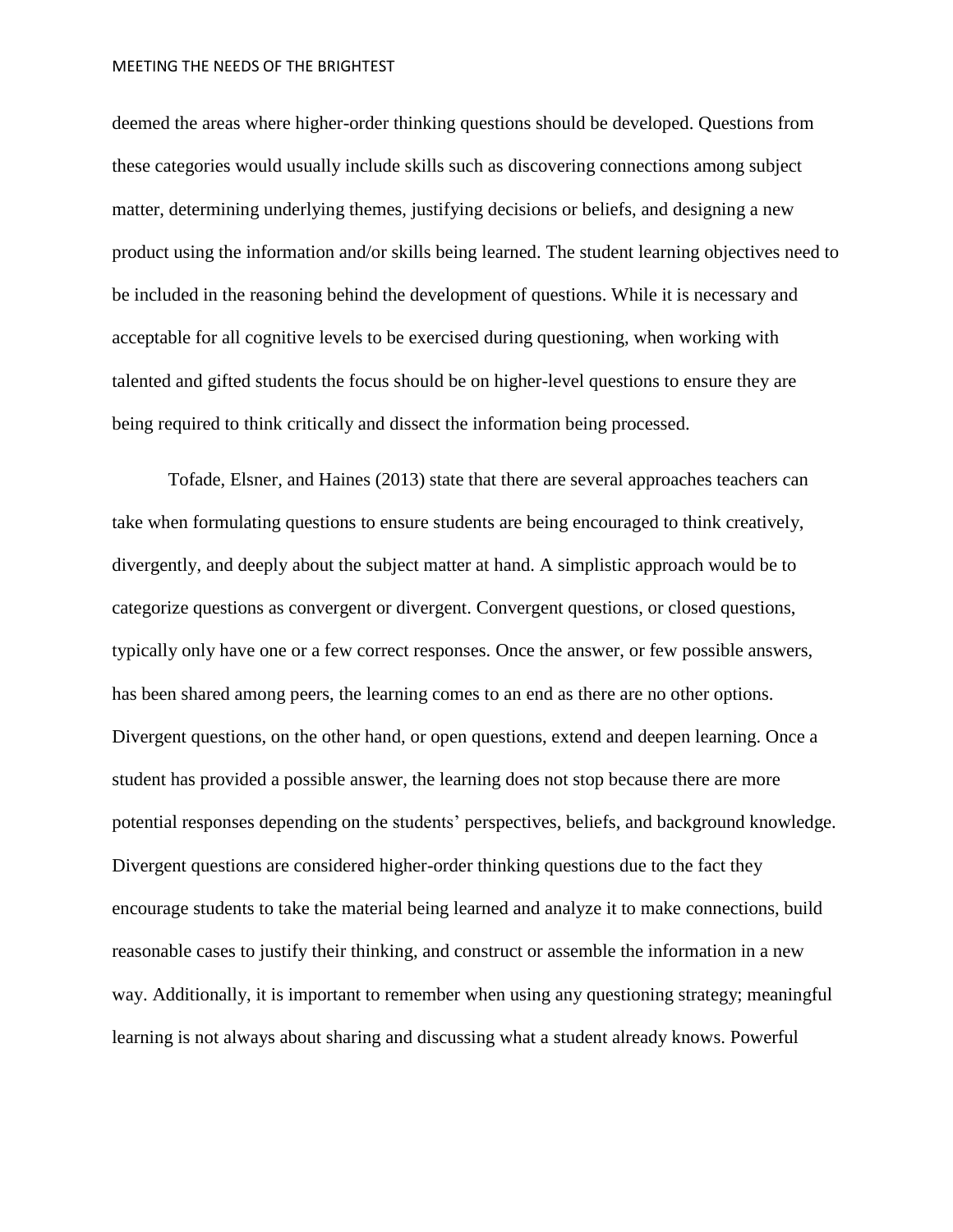deemed the areas where higher-order thinking questions should be developed. Questions from these categories would usually include skills such as discovering connections among subject matter, determining underlying themes, justifying decisions or beliefs, and designing a new product using the information and/or skills being learned. The student learning objectives need to be included in the reasoning behind the development of questions. While it is necessary and acceptable for all cognitive levels to be exercised during questioning, when working with talented and gifted students the focus should be on higher-level questions to ensure they are being required to think critically and dissect the information being processed.

Tofade, Elsner, and Haines (2013) state that there are several approaches teachers can take when formulating questions to ensure students are being encouraged to think creatively, divergently, and deeply about the subject matter at hand. A simplistic approach would be to categorize questions as convergent or divergent. Convergent questions, or closed questions, typically only have one or a few correct responses. Once the answer, or few possible answers, has been shared among peers, the learning comes to an end as there are no other options. Divergent questions, on the other hand, or open questions, extend and deepen learning. Once a student has provided a possible answer, the learning does not stop because there are more potential responses depending on the students' perspectives, beliefs, and background knowledge. Divergent questions are considered higher-order thinking questions due to the fact they encourage students to take the material being learned and analyze it to make connections, build reasonable cases to justify their thinking, and construct or assemble the information in a new way. Additionally, it is important to remember when using any questioning strategy; meaningful learning is not always about sharing and discussing what a student already knows. Powerful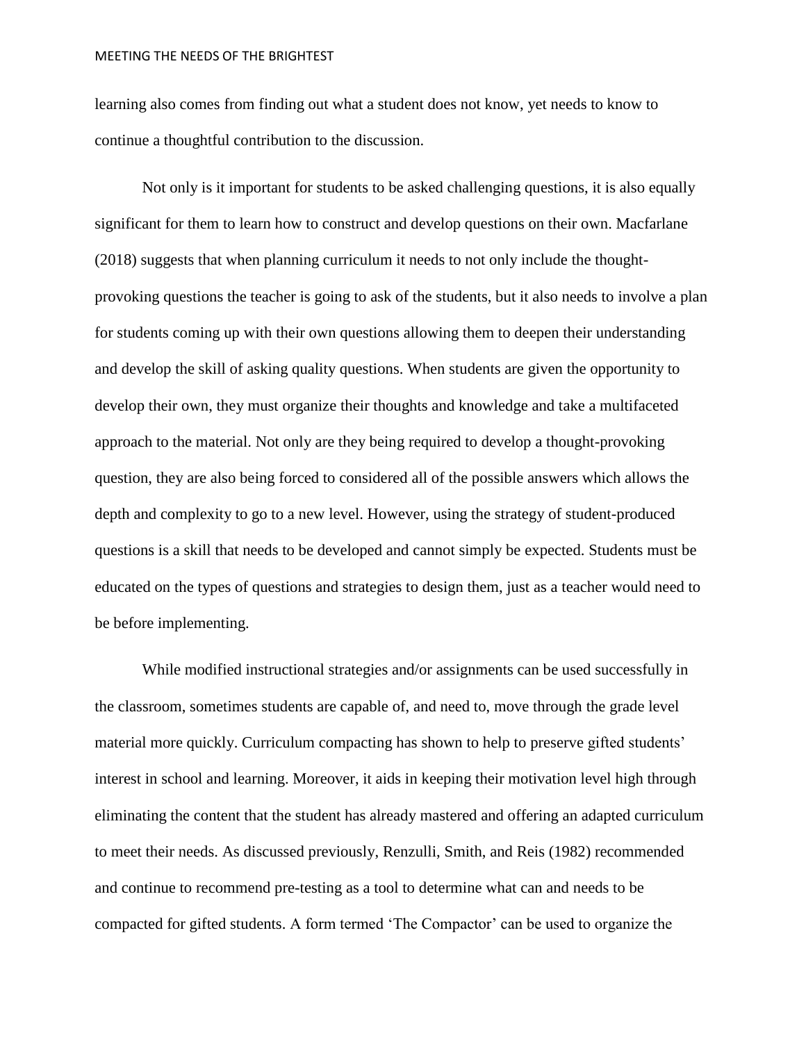learning also comes from finding out what a student does not know, yet needs to know to continue a thoughtful contribution to the discussion.

Not only is it important for students to be asked challenging questions, it is also equally significant for them to learn how to construct and develop questions on their own. Macfarlane (2018) suggests that when planning curriculum it needs to not only include the thought-provoking questions the teacher is going to ask of the students, but it also needs to involve a plan for students coming up with their own questions allowing them to deepen their understanding and develop the skill of asking quality questions. When students are given the opportunity to develop their own, they must organize their thoughts and knowledge and take a multifaceted approach to the material. Not only are they being required to develop a thought-provoking question, they are also being forced to considered all of the possible answers which allows the depth and complexity to go to a new level. However, using the strategy of student-produced questions is a skill that needs to be developed and cannot simply be expected. Students must be educated on the types of questions and strategies to design them, just as a teacher would need to be before implementing.

While modified instructional strategies and/or assignments can be used successfully in the classroom, sometimes students are capable of, and need to, move through the grade level material more quickly. Curriculum compacting has shown to help to preserve gifted students' interest in school and learning. Moreover, it aids in keeping their motivation level high through eliminating the content that the student has already mastered and offering an adapted curriculum to meet their needs. As discussed previously, Renzulli, Smith, and Reis (1982) recommended and continue to recommend pre-testing as a tool to determine what can and needs to be compacted for gifted students. A form termed 'The Compactor' can be used to organize the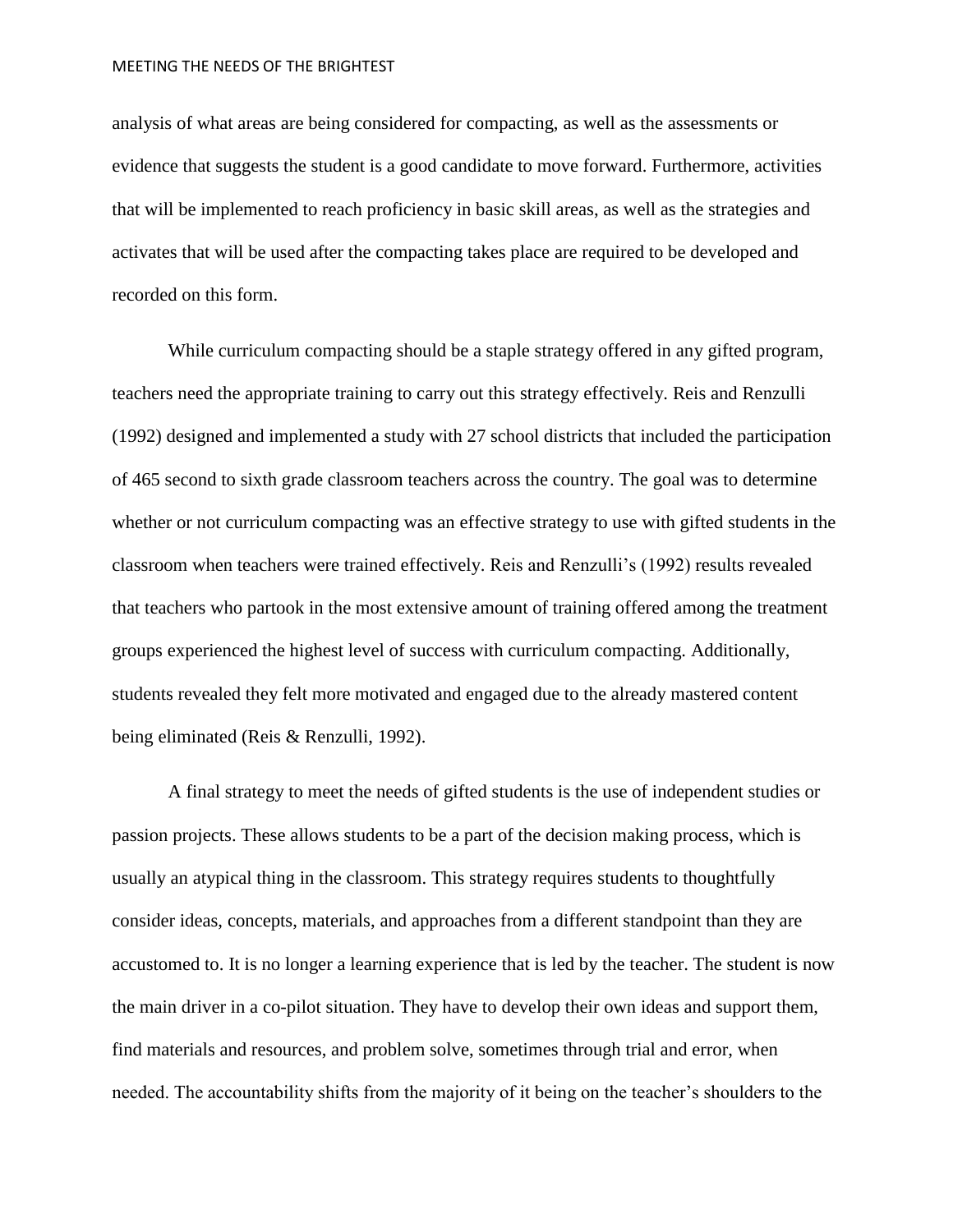analysis of what areas are being considered for compacting, as well as the assessments or evidence that suggests the student is a good candidate to move forward. Furthermore, activities that will be implemented to reach proficiency in basic skill areas, as well as the strategies and activates that will be used after the compacting takes place are required to be developed and recorded on this form.

While curriculum compacting should be a staple strategy offered in any gifted program, teachers need the appropriate training to carry out this strategy effectively. Reis and Renzulli (1992) designed and implemented a study with 27 school districts that included the participation of 465 second to sixth grade classroom teachers across the country. The goal was to determine whether or not curriculum compacting was an effective strategy to use with gifted students in the classroom when teachers were trained effectively. Reis and Renzulli's (1992) results revealed that teachers who partook in the most extensive amount of training offered among the treatment groups experienced the highest level of success with curriculum compacting. Additionally, students revealed they felt more motivated and engaged due to the already mastered content being eliminated (Reis & Renzulli, 1992).

A final strategy to meet the needs of gifted students is the use of independent studies or passion projects. These allows students to be a part of the decision making process, which is usually an atypical thing in the classroom. This strategy requires students to thoughtfully consider ideas, concepts, materials, and approaches from a different standpoint than they are accustomed to. It is no longer a learning experience that is led by the teacher. The student is now the main driver in a co-pilot situation. They have to develop their own ideas and support them, find materials and resources, and problem solve, sometimes through trial and error, when needed. The accountability shifts from the majority of it being on the teacher's shoulders to the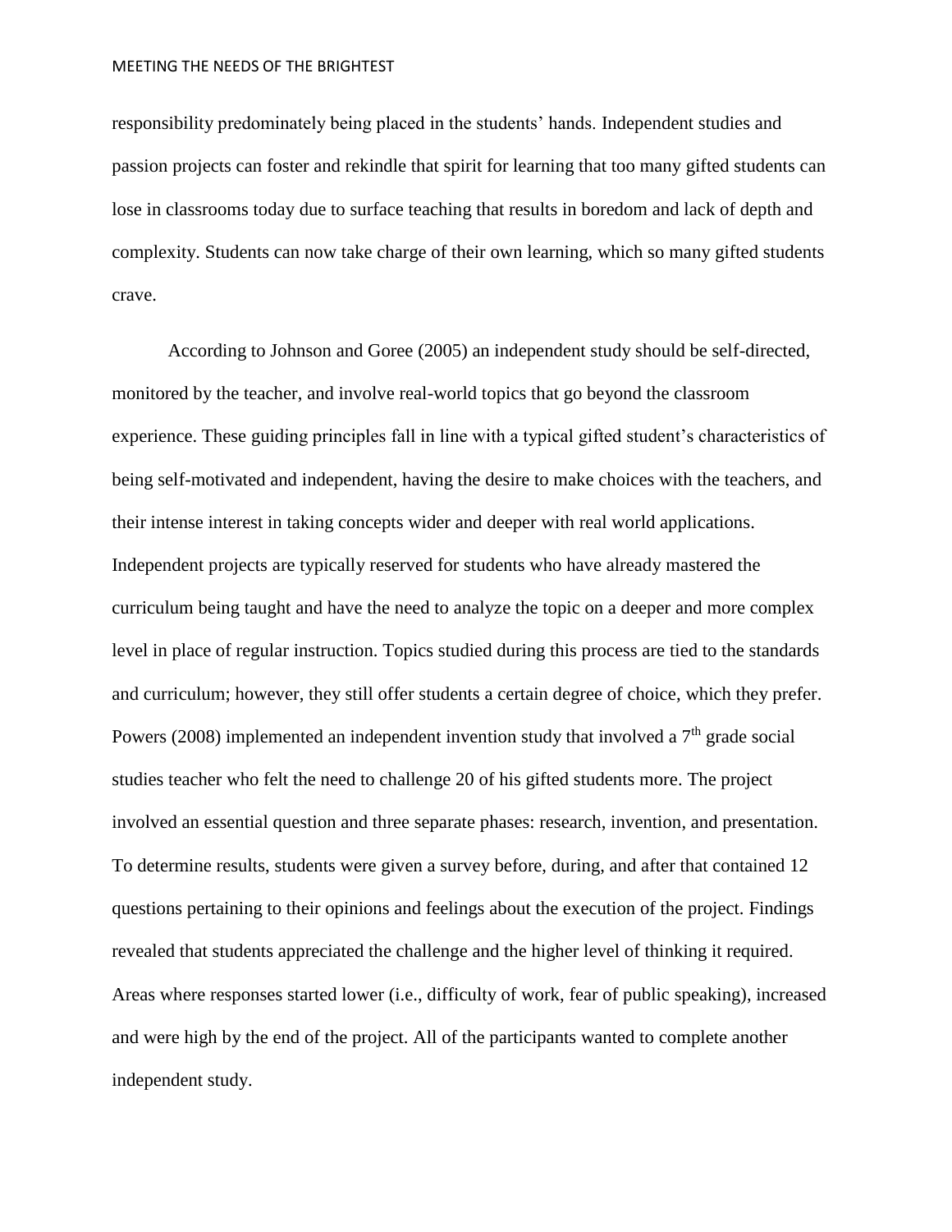responsibility predominately being placed in the students' hands. Independent studies and passion projects can foster and rekindle that spirit for learning that too many gifted students can lose in classrooms today due to surface teaching that results in boredom and lack of depth and complexity. Students can now take charge of their own learning, which so many gifted students crave.

According to Johnson and Goree (2005) an independent study should be self-directed, monitored by the teacher, and involve real-world topics that go beyond the classroom experience. These guiding principles fall in line with a typical gifted student's characteristics of being self-motivated and independent, having the desire to make choices with the teachers, and their intense interest in taking concepts wider and deeper with real world applications. Independent projects are typically reserved for students who have already mastered the curriculum being taught and have the need to analyze the topic on a deeper and more complex level in place of regular instruction. Topics studied during this process are tied to the standards and curriculum; however, they still offer students a certain degree of choice, which they prefer. Powers (2008) implemented an independent invention study that involved a 7th grade social studies teacher who felt the need to challenge 20 of his gifted students more. The project involved an essential question and three separate phases: research, invention, and presentation. To determine results, students were given a survey before, during, and after that contained 12 questions pertaining to their opinions and feelings about the execution of the project. Findings revealed that students appreciated the challenge and the higher level of thinking it required. Areas where responses started lower (i.e., difficulty of work, fear of public speaking), increased and were high by the end of the project. All of the participants wanted to complete another independent study.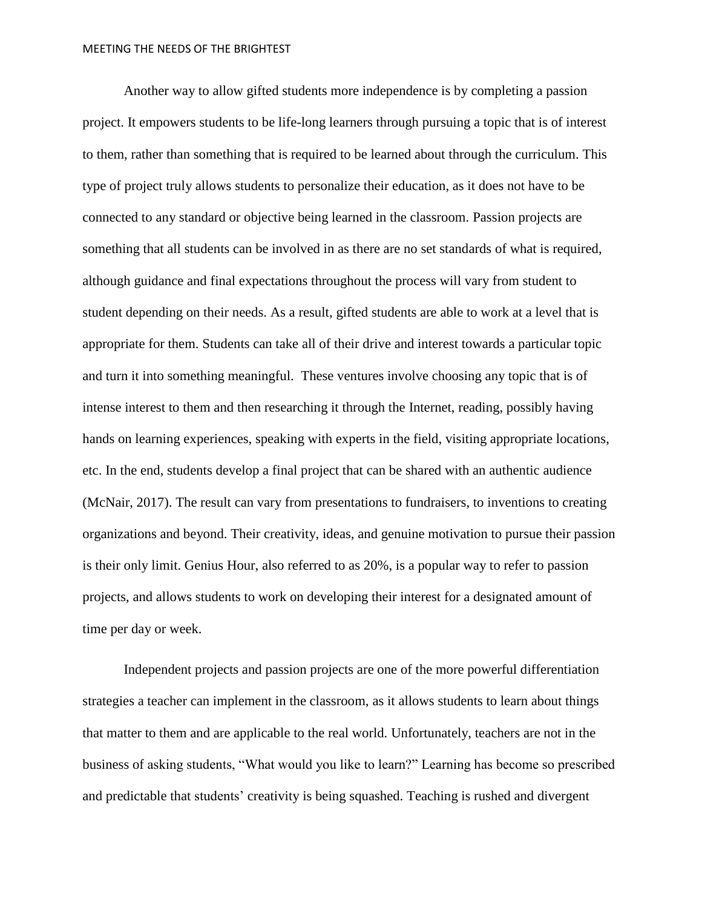Another way to allow gifted students more independence is by completing a passion project. It empowers students to be life-long learners through pursuing a topic that is of interest to them, rather than something that is required to be learned about through the curriculum. This type of project truly allows students to personalize their education, as it does not have to be connected to any standard or objective being learned in the classroom. Passion projects are something that all students can be involved in as there are no set standards of what is required, although guidance and final expectations throughout the process will vary from student to student depending on their needs. As a result, gifted students are able to work at a level that is appropriate for them. Students can take all of their drive and interest towards a particular topic and turn it into something meaningful. These ventures involve choosing any topic that is of intense interest to them and then researching it through the Internet, reading, possibly having hands on learning experiences, speaking with experts in the field, visiting appropriate locations, etc. In the end, students develop a final project that can be shared with an authentic audience (McNair, 2017). The result can vary from presentations to fundraisers, to inventions to creating organizations and beyond. Their creativity, ideas, and genuine motivation to pursue their passion is their only limit. Genius Hour, also referred to as 20%, is a popular way to refer to passion projects, and allows students to work on developing their interest for a designated amount of time per day or week.

Independent projects and passion projects are one of the more powerful differentiation strategies a teacher can implement in the classroom, as it allows students to learn about things that matter to them and are applicable to the real world. Unfortunately, teachers are not in the business of asking students, "What would you like to learn?" Learning has become so prescribed and predictable that students' creativity is being squashed. Teaching is rushed and divergent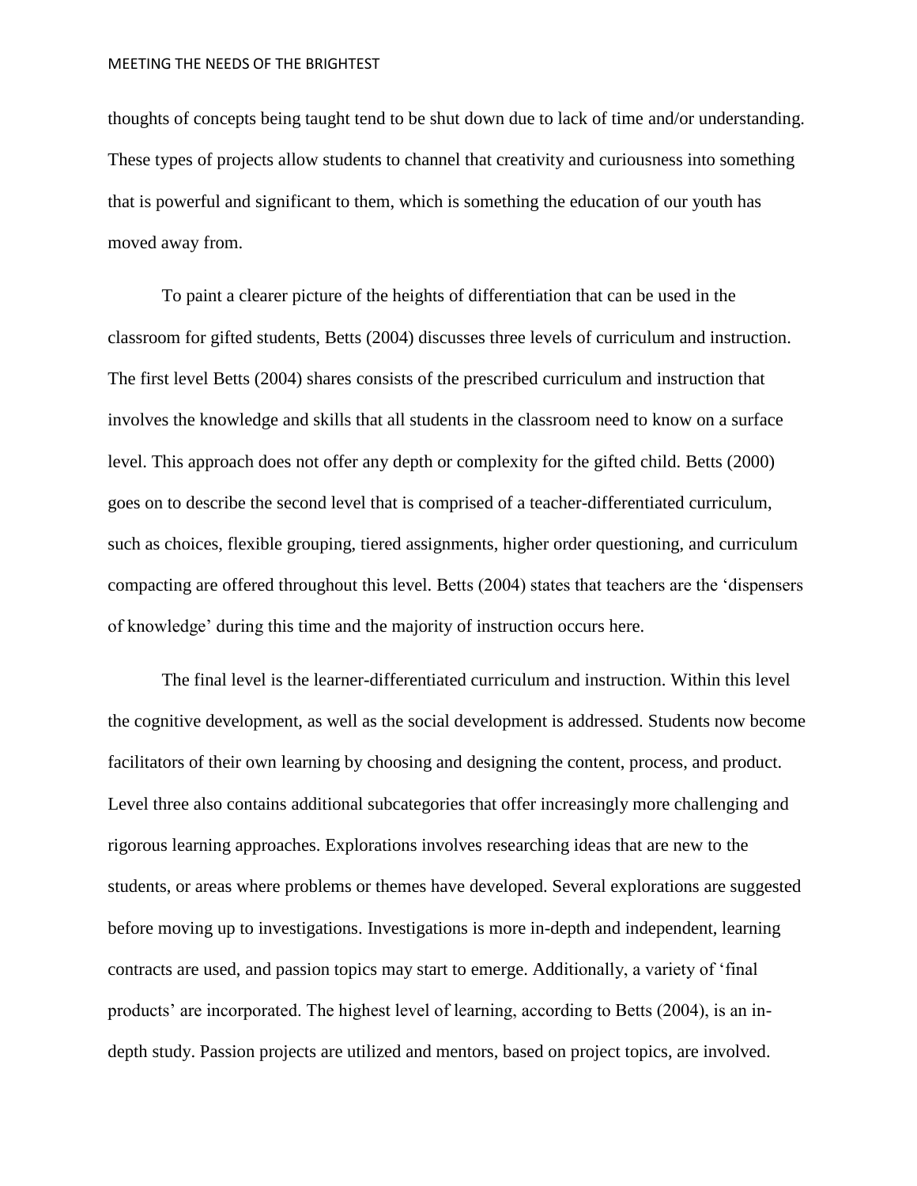thoughts of concepts being taught tend to be shut down due to lack of time and/or understanding. These types of projects allow students to channel that creativity and curiousness into something that is powerful and significant to them, which is something the education of our youth has moved away from.

To paint a clearer picture of the heights of differentiation that can be used in the classroom for gifted students, Betts (2004) discusses three levels of curriculum and instruction. The first level Betts (2004) shares consists of the prescribed curriculum and instruction that involves the knowledge and skills that all students in the classroom need to know on a surface level. This approach does not offer any depth or complexity for the gifted child. Betts (2000) goes on to describe the second level that is comprised of a teacher-differentiated curriculum, such as choices, flexible grouping, tiered assignments, higher order questioning, and curriculum compacting are offered throughout this level. Betts (2004) states that teachers are the 'dispensers of knowledge' during this time and the majority of instruction occurs here.

The final level is the learner-differentiated curriculum and instruction. Within this level the cognitive development, as well as the social development is addressed. Students now become facilitators of their own learning by choosing and designing the content, process, and product. Level three also contains additional subcategories that offer increasingly more challenging and rigorous learning approaches. Explorations involves researching ideas that are new to the students, or areas where problems or themes have developed. Several explorations are suggested before moving up to investigations. Investigations is more in-depth and independent, learning contracts are used, and passion topics may start to emerge. Additionally, a variety of 'final products' are incorporated. The highest level of learning, according to Betts (2004), is an in-depth study. Passion projects are utilized and mentors, based on project topics, are involved.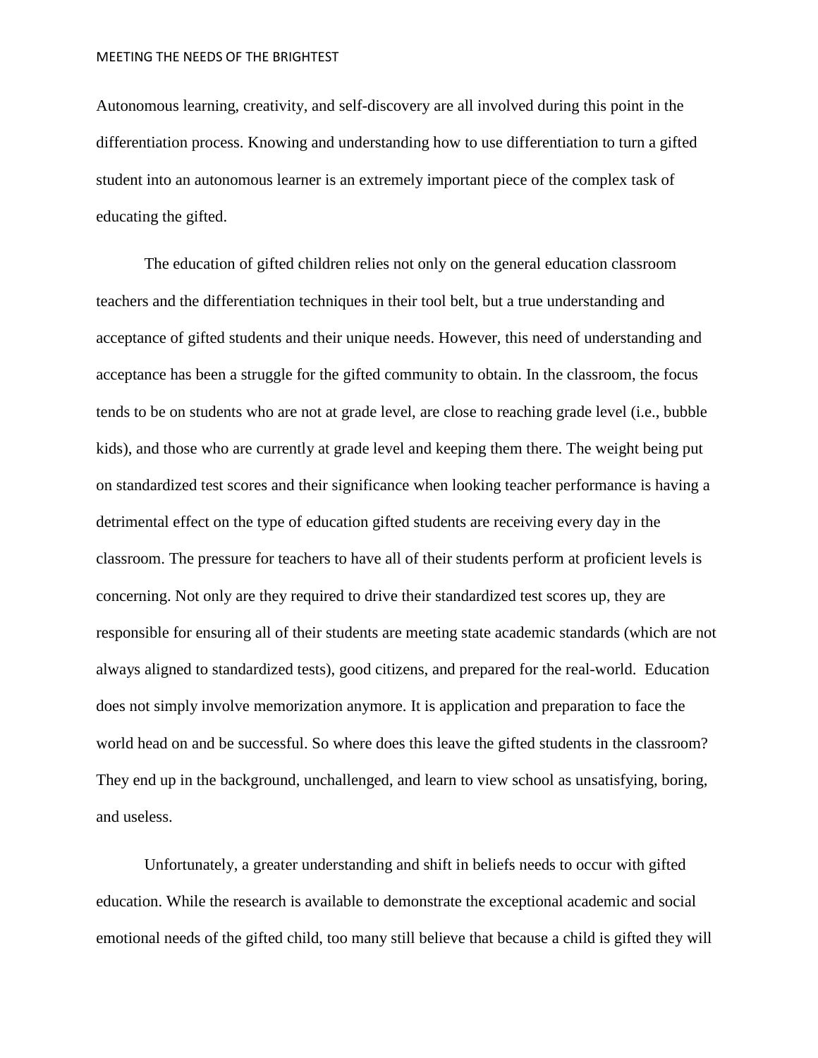Autonomous learning, creativity, and self-discovery are all involved during this point in the differentiation process. Knowing and understanding how to use differentiation to turn a gifted student into an autonomous learner is an extremely important piece of the complex task of educating the gifted.

The education of gifted children relies not only on the general education classroom teachers and the differentiation techniques in their tool belt, but a true understanding and acceptance of gifted students and their unique needs. However, this need of understanding and acceptance has been a struggle for the gifted community to obtain. In the classroom, the focus tends to be on students who are not at grade level, are close to reaching grade level (i.e., bubble kids), and those who are currently at grade level and keeping them there. The weight being put on standardized test scores and their significance when looking teacher performance is having a detrimental effect on the type of education gifted students are receiving every day in the classroom. The pressure for teachers to have all of their students perform at proficient levels is concerning. Not only are they required to drive their standardized test scores up, they are responsible for ensuring all of their students are meeting state academic standards (which are not always aligned to standardized tests), good citizens, and prepared for the real-world. Education does not simply involve memorization anymore. It is application and preparation to face the world head on and be successful. So where does this leave the gifted students in the classroom? They end up in the background, unchallenged, and learn to view school as unsatisfying, boring, and useless.

Unfortunately, a greater understanding and shift in beliefs needs to occur with gifted education. While the research is available to demonstrate the exceptional academic and social emotional needs of the gifted child, too many still believe that because a child is gifted they will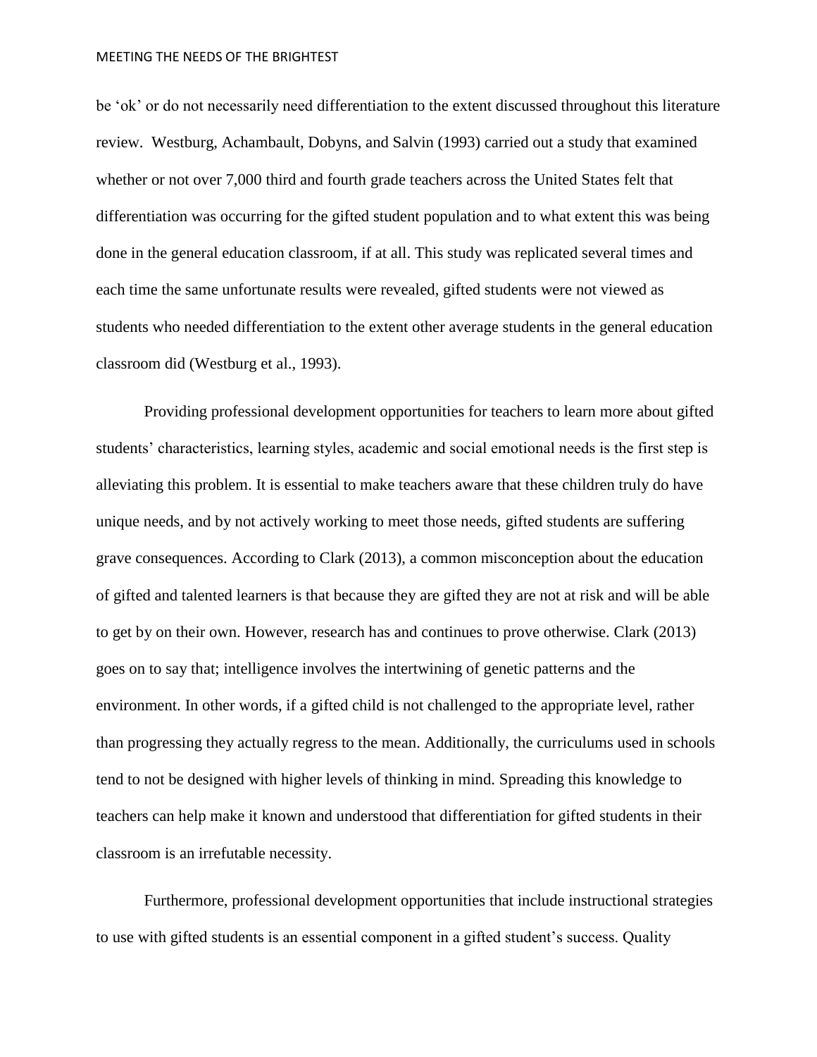be 'ok' or do not necessarily need differentiation to the extent discussed throughout this literature review. Westburg, Achambault, Dobyns, and Salvin (1993) carried out a study that examined whether or not over 7,000 third and fourth grade teachers across the United States felt that differentiation was occurring for the gifted student population and to what extent this was being done in the general education classroom, if at all. This study was replicated several times and each time the same unfortunate results were revealed, gifted students were not viewed as students who needed differentiation to the extent other average students in the general education classroom did (Westburg et al., 1993).

Providing professional development opportunities for teachers to learn more about gifted students' characteristics, learning styles, academic and social emotional needs is the first step is alleviating this problem. It is essential to make teachers aware that these children truly do have unique needs, and by not actively working to meet those needs, gifted students are suffering grave consequences. According to Clark (2013), a common misconception about the education of gifted and talented learners is that because they are gifted they are not at risk and will be able to get by on their own. However, research has and continues to prove otherwise. Clark (2013) goes on to say that; intelligence involves the intertwining of genetic patterns and the environment. In other words, if a gifted child is not challenged to the appropriate level, rather than progressing they actually regress to the mean. Additionally, the curriculums used in schools tend to not be designed with higher levels of thinking in mind. Spreading this knowledge to teachers can help make it known and understood that differentiation for gifted students in their classroom is an irrefutable necessity.

Furthermore, professional development opportunities that include instructional strategies to use with gifted students is an essential component in a gifted student's success. Quality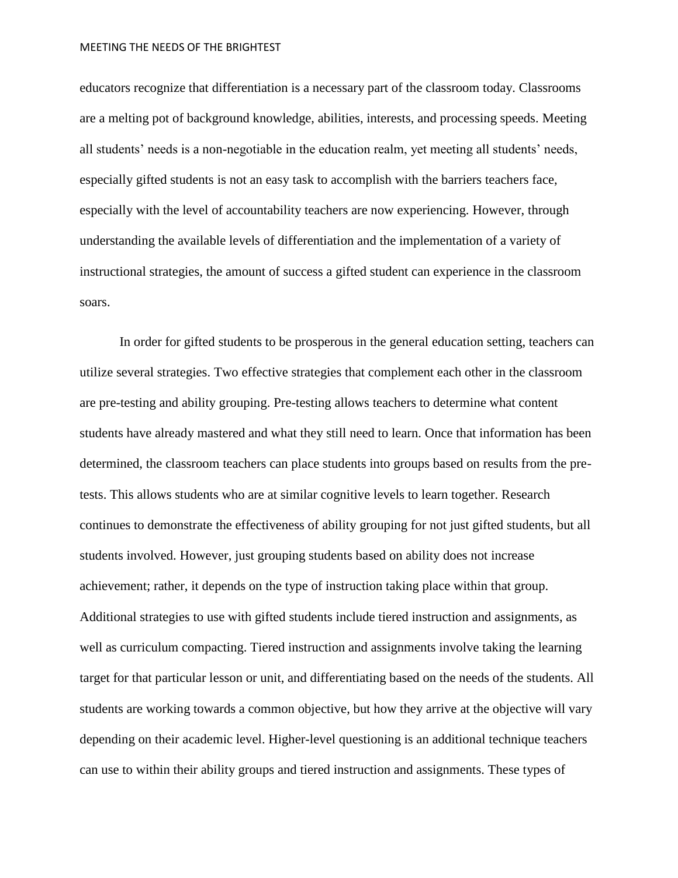educators recognize that differentiation is a necessary part of the classroom today. Classrooms are a melting pot of background knowledge, abilities, interests, and processing speeds. Meeting all students' needs is a non-negotiable in the education realm, yet meeting all students' needs, especially gifted students is not an easy task to accomplish with the barriers teachers face, especially with the level of accountability teachers are now experiencing. However, through understanding the available levels of differentiation and the implementation of a variety of instructional strategies, the amount of success a gifted student can experience in the classroom soars.

In order for gifted students to be prosperous in the general education setting, teachers can utilize several strategies. Two effective strategies that complement each other in the classroom are pre-testing and ability grouping. Pre-testing allows teachers to determine what content students have already mastered and what they still need to learn. Once that information has been determined, the classroom teachers can place students into groups based on results from the pre-tests. This allows students who are at similar cognitive levels to learn together. Research continues to demonstrate the effectiveness of ability grouping for not just gifted students, but all students involved. However, just grouping students based on ability does not increase achievement; rather, it depends on the type of instruction taking place within that group. Additional strategies to use with gifted students include tiered instruction and assignments, as well as curriculum compacting. Tiered instruction and assignments involve taking the learning target for that particular lesson or unit, and differentiating based on the needs of the students. All students are working towards a common objective, but how they arrive at the objective will vary depending on their academic level. Higher-level questioning is an additional technique teachers can use to within their ability groups and tiered instruction and assignments. These types of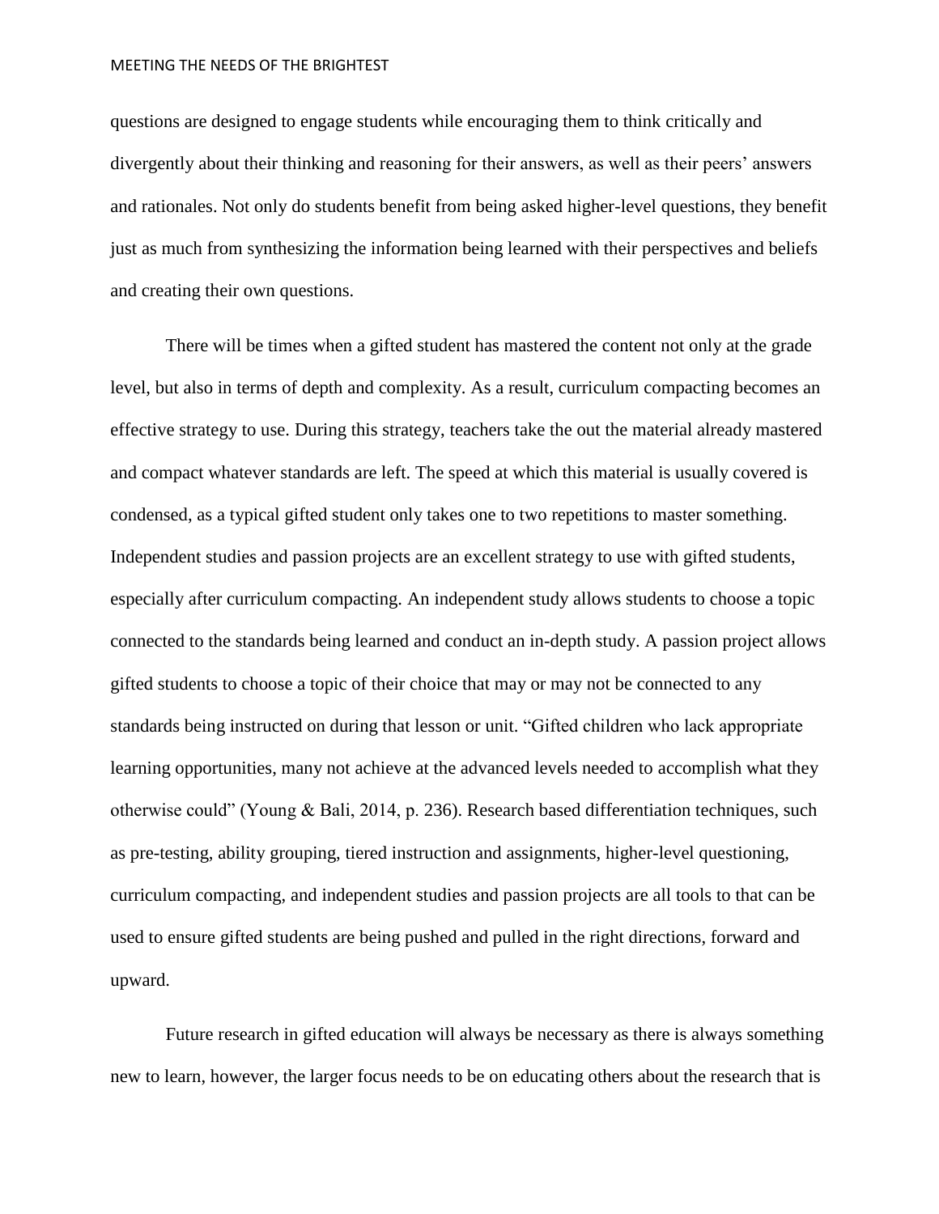questions are designed to engage students while encouraging them to think critically and divergently about their thinking and reasoning for their answers, as well as their peers' answers and rationales. Not only do students benefit from being asked higher-level questions, they benefit just as much from synthesizing the information being learned with their perspectives and beliefs and creating their own questions.

There will be times when a gifted student has mastered the content not only at the grade level, but also in terms of depth and complexity. As a result, curriculum compacting becomes an effective strategy to use. During this strategy, teachers take the out the material already mastered and compact whatever standards are left. The speed at which this material is usually covered is condensed, as a typical gifted student only takes one to two repetitions to master something. Independent studies and passion projects are an excellent strategy to use with gifted students, especially after curriculum compacting. An independent study allows students to choose a topic connected to the standards being learned and conduct an in-depth study. A passion project allows gifted students to choose a topic of their choice that may or may not be connected to any standards being instructed on during that lesson or unit. "Gifted children who lack appropriate learning opportunities, many not achieve at the advanced levels needed to accomplish what they otherwise could" (Young & Bali, 2014, p. 236). Research based differentiation techniques, such as pre-testing, ability grouping, tiered instruction and assignments, higher-level questioning, curriculum compacting, and independent studies and passion projects are all tools to that can be used to ensure gifted students are being pushed and pulled in the right directions, forward and upward.

Future research in gifted education will always be necessary as there is always something new to learn, however, the larger focus needs to be on educating others about the research that is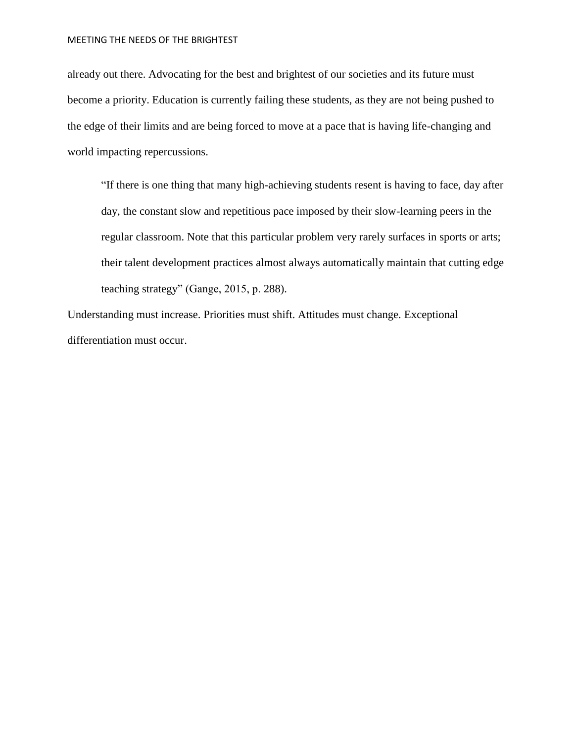already out there. Advocating for the best and brightest of our societies and its future must become a priority. Education is currently failing these students, as they are not being pushed to the edge of their limits and are being forced to move at a pace that is having life-changing and world impacting repercussions.

> "If there is one thing that many high-achieving students resent is having to face, day after day, the constant slow and repetitious pace imposed by their slow-learning peers in the regular classroom. Note that this particular problem very rarely surfaces in sports or arts; their talent development practices almost always automatically maintain that cutting edge teaching strategy" (Gange, 2015, p. 288).

Understanding must increase. Priorities must shift. Attitudes must change. Exceptional differentiation must occur.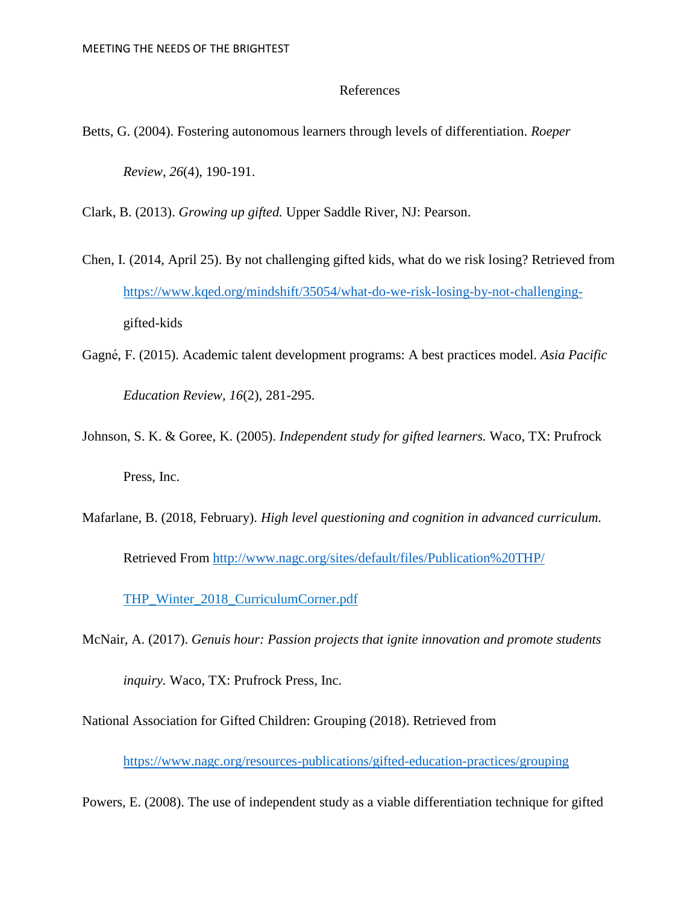# References

Betts, G. (2004). Fostering autonomous learners through levels of differentiation. *Roeper Review, 26*(4), 190-191.

Clark, B. (2013). *Growing up gifted.* Upper Saddle River, NJ: Pearson.

Chen, I. (2014, April 25). By not challenging gifted kids, what do we risk losing? Retrieved from https://www.kqed.org/mindshift/35054/what-do-we-risk-losing-by-not-challenging-gifted-kids

Gagné, F. (2015). Academic talent development programs: A best practices model. *Asia Pacific Education Review, 16*(2), 281-295.

Johnson, S. K. & Goree, K. (2005). *Independent study for gifted learners.* Waco, TX: Prufrock Press, Inc.

Mafarlane, B. (2018, February). *High level questioning and cognition in advanced curriculum.* Retrieved From http://www.nagc.org/sites/default/files/Publication%20THP/THP_Winter_2018_CurriculumCorner.pdf

McNair, A. (2017). *Genius hour: Passion projects that ignite innovation and promote students inquiry.* Waco, TX: Prufrock Press, Inc.

National Association for Gifted Children: Grouping (2018). Retrieved from https://www.nagc.org/resources-publications/gifted-education-practices/grouping

Powers, E. (2008). The use of independent study as a viable differentiation technique for gifted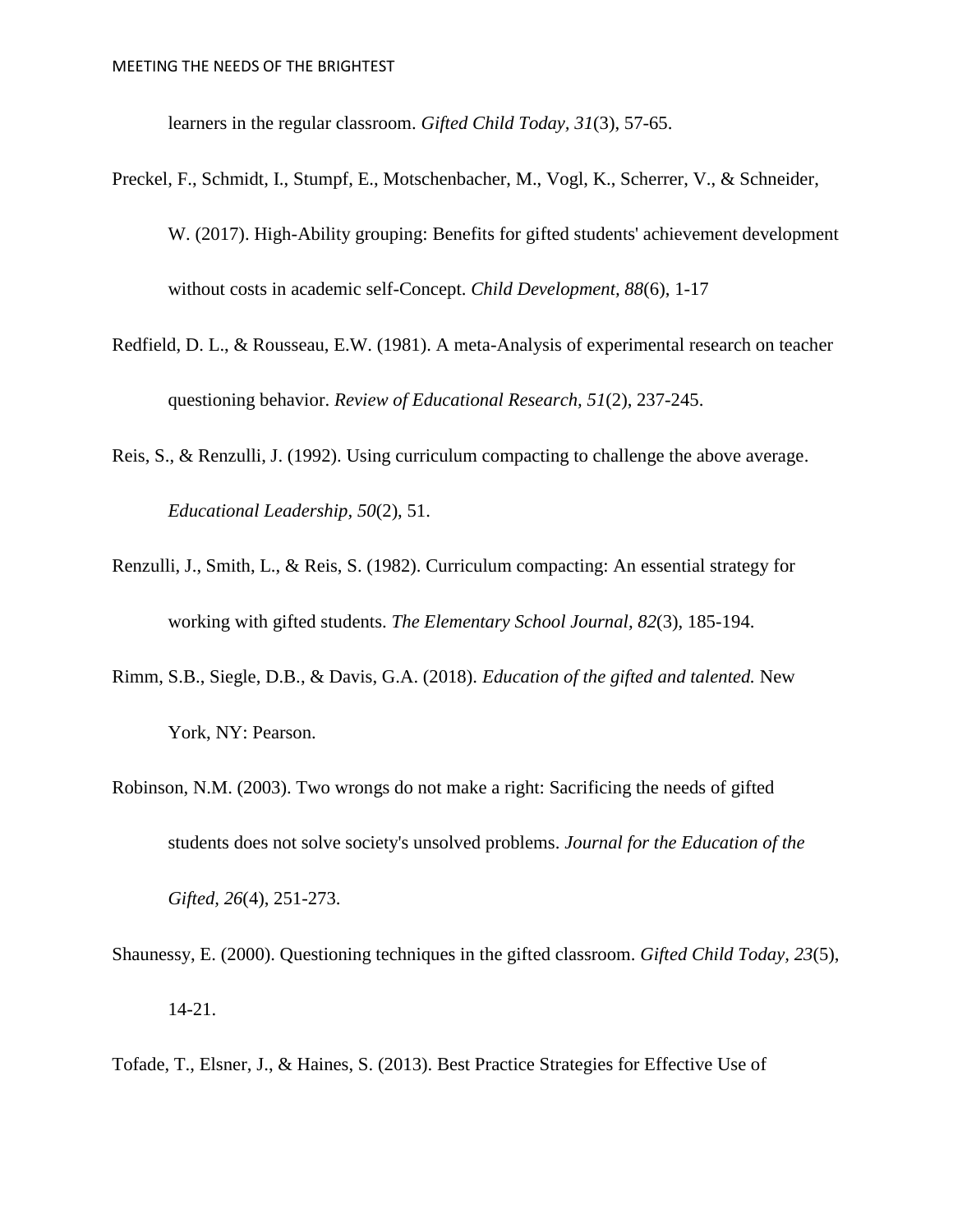learners in the regular classroom. *Gifted Child Today, 31*(3), 57-65.

Preckel, F., Schmidt, I., Stumpf, E., Motschenbacher, M., Vogl, K., Scherrer, V., & Schneider, W. (2017). High-Ability grouping: Benefits for gifted students' achievement development without costs in academic self-Concept. *Child Development, 88*(6), 1-17

Redfield, D. L., & Rousseau, E.W. (1981). A meta-Analysis of experimental research on teacher questioning behavior. *Review of Educational Research, 51*(2), 237-245.

Reis, S., & Renzulli, J. (1992). Using curriculum compacting to challenge the above average. *Educational Leadership, 50*(2), 51.

Renzulli, J., Smith, L., & Reis, S. (1982). Curriculum compacting: An essential strategy for working with gifted students. *The Elementary School Journal, 82*(3), 185-194.

Rimm, S.B., Siegle, D.B., & Davis, G.A. (2018). *Education of the gifted and talented.* New York, NY: Pearson.

Robinson, N.M. (2003). Two wrongs do not make a right: Sacrificing the needs of gifted students does not solve society's unsolved problems. *Journal for the Education of the Gifted, 26*(4), 251-273.

Shaunessy, E. (2000). Questioning techniques in the gifted classroom. *Gifted Child Today, 23*(5), 14-21.

Tofade, T., Elsner, J., & Haines, S. (2013). Best Practice Strategies for Effective Use of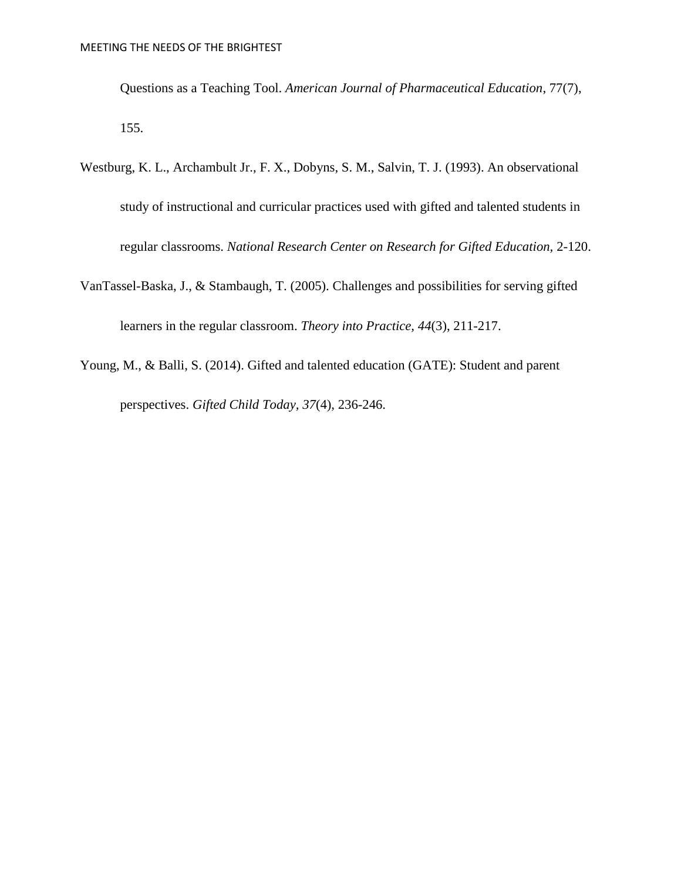Questions as a Teaching Tool. *American Journal of Pharmaceutical Education*, 77(7), 155.

Westburg, K. L., Archambult Jr., F. X., Dobyns, S. M., Salvin, T. J. (1993). An observational study of instructional and curricular practices used with gifted and talented students in regular classrooms. *National Research Center on Research for Gifted Education*, 2-120.

VanTassel-Baska, J., & Stambaugh, T. (2005). Challenges and possibilities for serving gifted learners in the regular classroom. *Theory into Practice, 44*(3), 211-217.

Young, M., & Balli, S. (2014). Gifted and talented education (GATE): Student and parent perspectives. *Gifted Child Today*, *37*(4), 236-246.